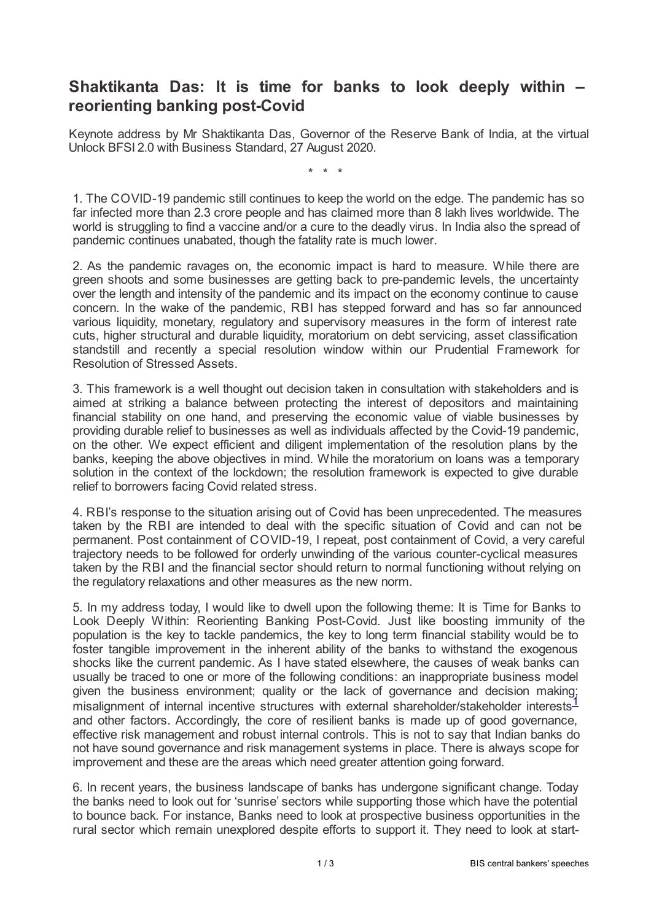# Shaktikanta Das: It is time for banks to look deeply within – reorienting banking post-Covid

Keynote address by Mr Shaktikanta Das, Governor of the Reserve Bank of India, at the virtual Unlock BFSI 2.0 with Business Standard, 27 August 2020.

\* \* \*

1. The COVID-19 pandemic still continues to keep the world on the edge. The pandemic has so far infected more than 2.3 crore people and has claimed more than 8 lakh lives worldwide. The world is struggling to find a vaccine and/or a cure to the deadly virus. In India also the spread of pandemic continues unabated, though the fatality rate is much lower.

2. As the pandemic ravages on, the economic impact is hard to measure. While there are green shoots and some businesses are getting back to pre-pandemic levels, the uncertainty over the length and intensity of the pandemic and its impact on the economy continue to cause concern. In the wake of the pandemic, RBI has stepped forward and has so far announced various liquidity, monetary, regulatory and supervisory measures in the form of interest rate cuts, higher structural and durable liquidity, moratorium on debt servicing, asset classification standstill and recently a special resolution window within our Prudential Framework for Resolution of Stressed Assets.

3. This framework is a well thought out decision taken in consultation with stakeholders and is aimed at striking a balance between protecting the interest of depositors and maintaining financial stability on one hand, and preserving the economic value of viable businesses by providing durable relief to businesses as well as individuals affected by the Covid-19 pandemic, on the other. We expect efficient and diligent implementation of the resolution plans by the banks, keeping the above objectives in mind. While the moratorium on loans was a temporary solution in the context of the lockdown; the resolution framework is expected to give durable relief to borrowers facing Covid related stress.

4. RBI's response to the situation arising out of Covid has been unprecedented. The measures taken by the RBI are intended to deal with the specific situation of Covid and can not be permanent. Post containment of COVID-19, I repeat, post containment of Covid, a very careful trajectory needs to be followed for orderly unwinding of the various counter-cyclical measures taken by the RBI and the financial sector should return to normal functioning without relying on the regulatory relaxations and other measures as the new norm.

5. In my address today, I would like to dwell upon the following theme: It is Time for Banks to Look Deeply Within: Reorienting Banking Post-Covid. Just like boosting immunity of the population is the key to tackle pandemics, the key to long term financial stability would be to foster tangible improvement in the inherent ability of the banks to withstand the exogenous shocks like the current pandemic. As I have stated elsewhere, the causes of weak banks can usually be traced to one or more of the following conditions: an inappropriate business model given the business environment; quality or the lack of governance and decision making; misalignment of internal incentive structures with external shareholder/stakeholder interests[1] and other factors. Accordingly, the core of resilient banks is made up of good governance, effective risk management and robust internal controls. This is not to say that Indian banks do not have sound governance and risk management systems in place. There is always scope for improvement and these are the areas which need greater attention going forward.

6. In recent years, the business landscape of banks has undergone significant change. Today the banks need to look out for 'sunrise' sectors while supporting those which have the potential to bounce back. For instance, Banks need to look at prospective business opportunities in the rural sector which remain unexplored despite efforts to support it. They need to look at start-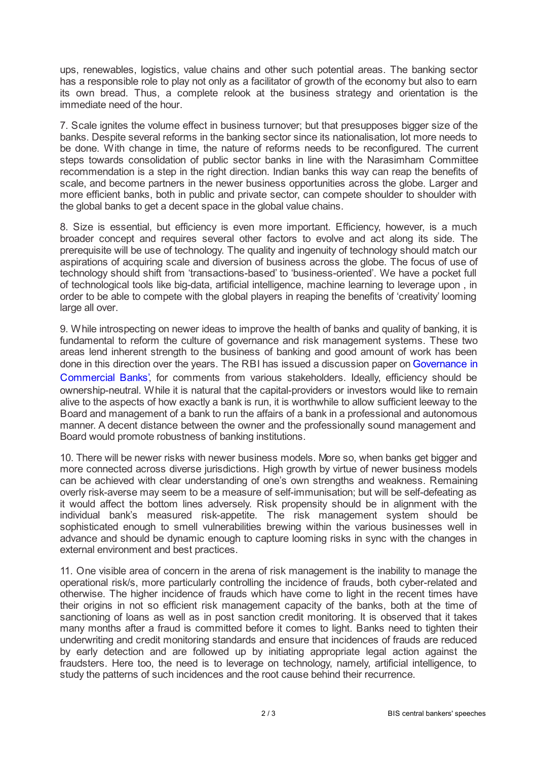ups, renewables, logistics, value chains and other such potential areas. The banking sector has a responsible role to play not only as a facilitator of growth of the economy but also to earn its own bread. Thus, a complete relook at the business strategy and orientation is the immediate need of the hour.

7. Scale ignites the volume effect in business turnover; but that presupposes bigger size of the banks. Despite several reforms in the banking sector since its nationalisation, lot more needs to be done. With change in time, the nature of reforms needs to be reconfigured. The current steps towards consolidation of public sector banks in line with the Narasimham Committee recommendation is a step in the right direction. Indian banks this way can reap the benefits of scale, and become partners in the newer business opportunities across the globe. Larger and more efficient banks, both in public and private sector, can compete shoulder to shoulder with the global banks to get a decent space in the global value chains.

8. Size is essential, but efficiency is even more important. Efficiency, however, is a much broader concept and requires several other factors to evolve and act along its side. The prerequisite will be use of technology. The quality and ingenuity of technology should match our aspirations of acquiring scale and diversion of business across the globe. The focus of use of technology should shift from 'transactions-based' to 'business-oriented'. We have a pocket full of technological tools like big-data, artificial intelligence, machine learning to leverage upon , in order to be able to compete with the global players in reaping the benefits of 'creativity' looming large all over.

9. While introspecting on newer ideas to improve the health of banks and quality of banking, it is fundamental to reform the culture of governance and risk management systems. These two areas lend inherent strength to the business of banking and good amount of work has been done in this direction over the years. The RBI has issued a discussion paper on Governance in Commercial Banks', for comments from various stakeholders. Ideally, efficiency should be ownership-neutral. While it is natural that the capital-providers or investors would like to remain alive to the aspects of how exactly a bank is run, it is worthwhile to allow sufficient leeway to the Board and management of a bank to run the affairs of a bank in a professional and autonomous manner. A decent distance between the owner and the professionally sound management and Board would promote robustness of banking institutions.

10. There will be newer risks with newer business models. More so, when banks get bigger and more connected across diverse jurisdictions. High growth by virtue of newer business models can be achieved with clear understanding of one's own strengths and weakness. Remaining overly risk-averse may seem to be a measure of self-immunisation; but will be self-defeating as it would affect the bottom lines adversely. Risk propensity should be in alignment with the individual bank's measured risk-appetite. The risk management system should be sophisticated enough to smell vulnerabilities brewing within the various businesses well in advance and should be dynamic enough to capture looming risks in sync with the changes in external environment and best practices.

11. One visible area of concern in the arena of risk management is the inability to manage the operational risk/s, more particularly controlling the incidence of frauds, both cyber-related and otherwise. The higher incidence of frauds which have come to light in the recent times have their origins in not so efficient risk management capacity of the banks, both at the time of sanctioning of loans as well as in post sanction credit monitoring. It is observed that it takes many months after a fraud is committed before it comes to light. Banks need to tighten their underwriting and credit monitoring standards and ensure that incidences of frauds are reduced by early detection and are followed up by initiating appropriate legal action against the fraudsters. Here too, the need is to leverage on technology, namely, artificial intelligence, to study the patterns of such incidences and the root cause behind their recurrence.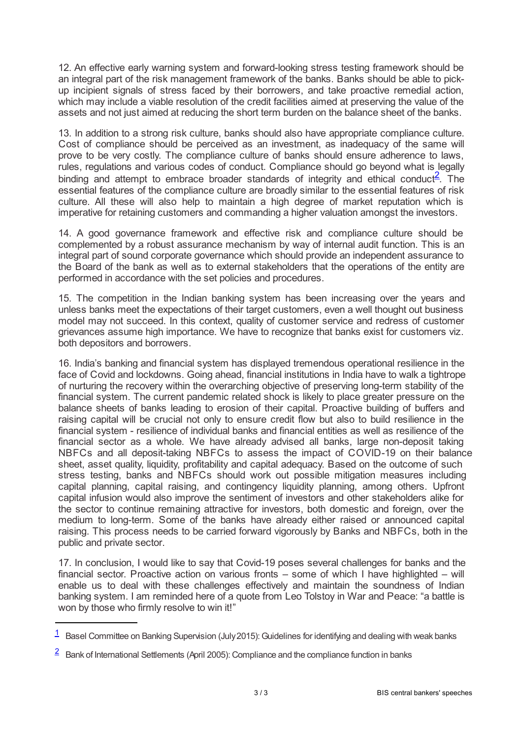12. An effective early warning system and forward-looking stress testing framework should be an integral part of the risk management framework of the banks. Banks should be able to pick-up incipient signals of stress faced by their borrowers, and take proactive remedial action, which may include a viable resolution of the credit facilities aimed at preserving the value of the assets and not just aimed at reducing the short term burden on the balance sheet of the banks.

13. In addition to a strong risk culture, banks should also have appropriate compliance culture. Cost of compliance should be perceived as an investment, as inadequacy of the same will prove to be very costly. The compliance culture of banks should ensure adherence to laws, rules, regulations and various codes of conduct. Compliance should go beyond what is legally binding and attempt to embrace broader standards of integrity and ethical conduct[2]. The essential features of the compliance culture are broadly similar to the essential features of risk culture. All these will also help to maintain a high degree of market reputation which is imperative for retaining customers and commanding a higher valuation amongst the investors.

14. A good governance framework and effective risk and compliance culture should be complemented by a robust assurance mechanism by way of internal audit function. This is an integral part of sound corporate governance which should provide an independent assurance to the Board of the bank as well as to external stakeholders that the operations of the entity are performed in accordance with the set policies and procedures.

15. The competition in the Indian banking system has been increasing over the years and unless banks meet the expectations of their target customers, even a well thought out business model may not succeed. In this context, quality of customer service and redress of customer grievances assume high importance. We have to recognize that banks exist for customers viz. both depositors and borrowers.

16. India's banking and financial system has displayed tremendous operational resilience in the face of Covid and lockdowns. Going ahead, financial institutions in India have to walk a tightrope of nurturing the recovery within the overarching objective of preserving long-term stability of the financial system. The current pandemic related shock is likely to place greater pressure on the balance sheets of banks leading to erosion of their capital. Proactive building of buffers and raising capital will be crucial not only to ensure credit flow but also to build resilience in the financial system - resilience of individual banks and financial entities as well as resilience of the financial sector as a whole. We have already advised all banks, large non-deposit taking NBFCs and all deposit-taking NBFCs to assess the impact of COVID-19 on their balance sheet, asset quality, liquidity, profitability and capital adequacy. Based on the outcome of such stress testing, banks and NBFCs should work out possible mitigation measures including capital planning, capital raising, and contingency liquidity planning, among others. Upfront capital infusion would also improve the sentiment of investors and other stakeholders alike for the sector to continue remaining attractive for investors, both domestic and foreign, over the medium to long-term. Some of the banks have already either raised or announced capital raising. This process needs to be carried forward vigorously by Banks and NBFCs, both in the public and private sector.

17. In conclusion, I would like to say that Covid-19 poses several challenges for banks and the financial sector. Proactive action on various fronts – some of which I have highlighted – will enable us to deal with these challenges effectively and maintain the soundness of Indian banking system. I am reminded here of a quote from Leo Tolstoy in War and Peace: "a battle is won by those who firmly resolve to win it!"

---

[1] Basel Committee on Banking Supervision (July 2015): Guidelines for identifying and dealing with weak banks

[2] Bank of International Settlements (April 2005): Compliance and the compliance function in banks